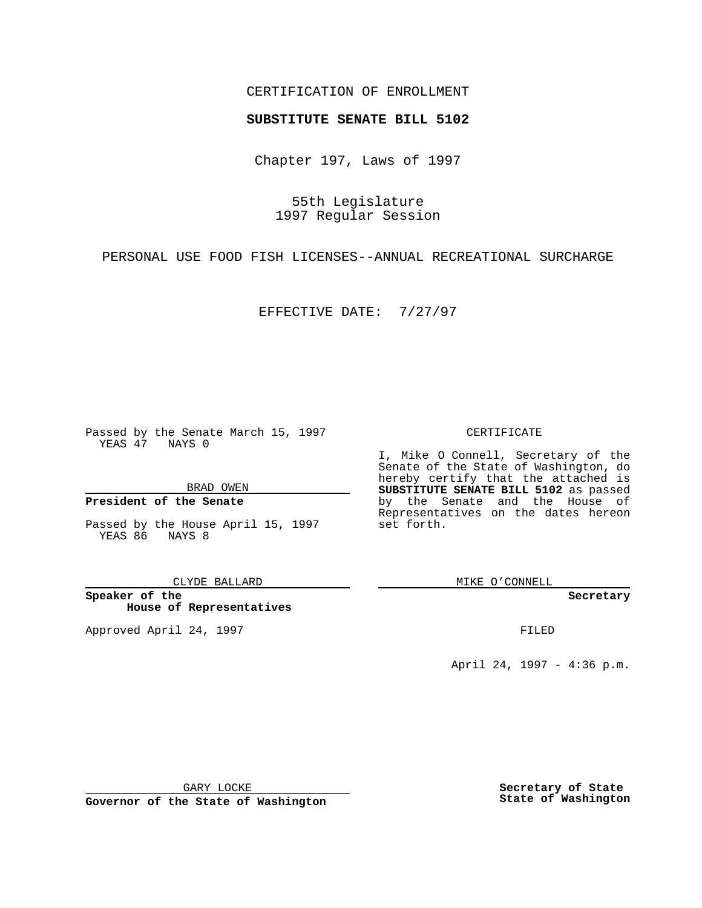CERTIFICATION OF ENROLLMENT

**SUBSTITUTE SENATE BILL 5102**

Chapter 197, Laws of 1997

55th Legislature
1997 Regular Session

PERSONAL USE FOOD FISH LICENSES--ANNUAL RECREATIONAL SURCHARGE

EFFECTIVE DATE: 7/27/97

Passed by the Senate March 15, 1997
YEAS 47 NAYS 0

BRAD OWEN

**President of the Senate**

Passed by the House April 15, 1997
YEAS 86 NAYS 8

CLYDE BALLARD

**Speaker of the House of Representatives**

Approved April 24, 1997

GARY LOCKE

**Governor of the State of Washington**

CERTIFICATE

I, Mike O Connell, Secretary of the Senate of the State of Washington, do hereby certify that the attached is **SUBSTITUTE SENATE BILL 5102** as passed by the Senate and the House of Representatives on the dates hereon set forth.

MIKE O'CONNELL

**Secretary**

FILED

April 24, 1997 - 4:36 p.m.

**Secretary of State**
**State of Washington**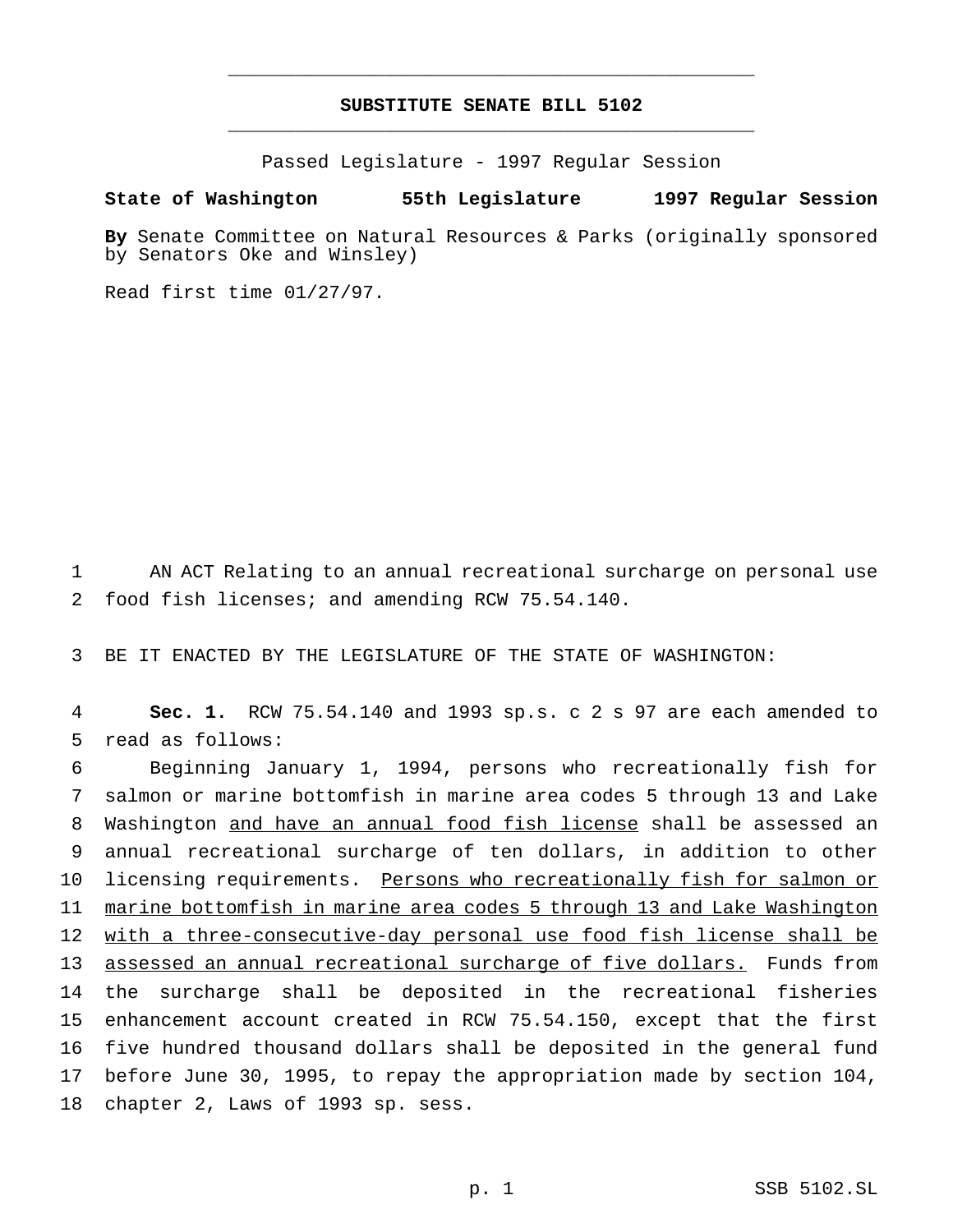# SUBSTITUTE SENATE BILL 5102

Passed Legislature - 1997 Regular Session

**State of Washington 55th Legislature 1997 Regular Session**

**By** Senate Committee on Natural Resources & Parks (originally sponsored by Senators Oke and Winsley)

Read first time 01/27/97.

AN ACT Relating to an annual recreational surcharge on personal use food fish licenses; and amending RCW 75.54.140.

BE IT ENACTED BY THE LEGISLATURE OF THE STATE OF WASHINGTON:

**Sec. 1.** RCW 75.54.140 and 1993 sp.s. c 2 s 97 are each amended to read as follows:

Beginning January 1, 1994, persons who recreationally fish for salmon or marine bottomfish in marine area codes 5 through 13 and Lake Washington and have an annual food fish license shall be assessed an annual recreational surcharge of ten dollars, in addition to other licensing requirements. Persons who recreationally fish for salmon or marine bottomfish in marine area codes 5 through 13 and Lake Washington with a three-consecutive-day personal use food fish license shall be assessed an annual recreational surcharge of five dollars. Funds from the surcharge shall be deposited in the recreational fisheries enhancement account created in RCW 75.54.150, except that the first five hundred thousand dollars shall be deposited in the general fund before June 30, 1995, to repay the appropriation made by section 104, chapter 2, Laws of 1993 sp. sess.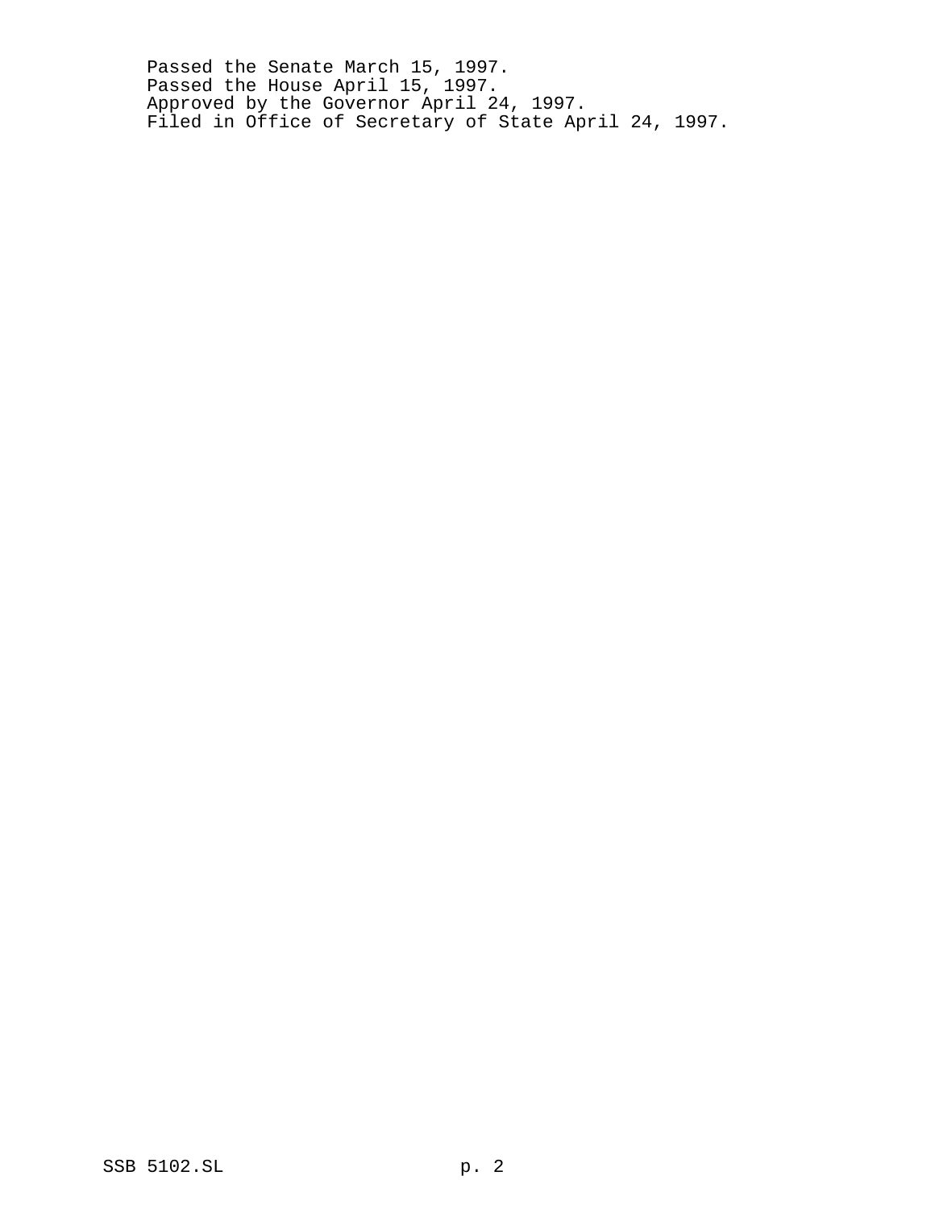Passed the Senate March 15, 1997.
Passed the House April 15, 1997.
Approved by the Governor April 24, 1997.
Filed in Office of Secretary of State April 24, 1997.